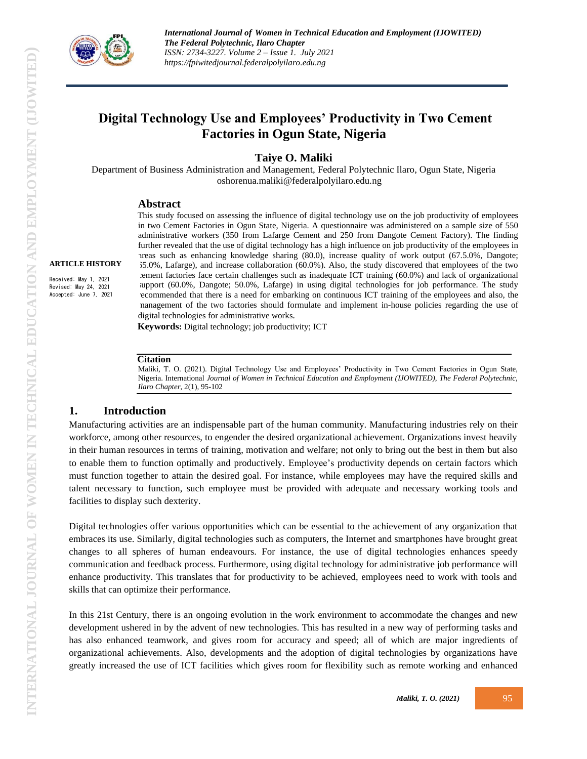# Digital Technology Use and Employees' Productivity in Two Cement Factories in Ogun State, Nigeria

**Taiye O. Maliki**

Department of Business Administration and Management, Federal Polytechnic Ilaro, Ogun State, Nigeria
oshorenua.maliki@federalpolyilaro.edu.ng

**ARTICLE HISTORY**

Received: May 1, 2021
Revised: May 24, 2021
Accepted: June 7, 2021

## Abstract

This study focused on assessing the influence of digital technology use on the job productivity of employees in two Cement Factories in Ogun State, Nigeria. A questionnaire was administered on a sample size of 550 administrative workers (350 from Lafarge Cement and 250 from Dangote Cement Factory). The finding further revealed that the use of digital technology has a high influence on job productivity of the employees in areas such as enhancing knowledge sharing (80.0), increase quality of work output (67.5.0%, Dangote; 55.0%, Lafarge), and increase collaboration (60.0%). Also, the study discovered that employees of the two cement factories face certain challenges such as inadequate ICT training (60.0%) and lack of organizational support (60.0%, Dangote; 50.0%, Lafarge) in using digital technologies for job performance. The study recommended that there is a need for embarking on continuous ICT training of the employees and also, the management of the two factories should formulate and implement in-house policies regarding the use of digital technologies for administrative works.

**Keywords:** Digital technology; job productivity; ICT

**Citation**

Maliki, T. O. (2021). Digital Technology Use and Employees' Productivity in Two Cement Factories in Ogun State, Nigeria. International *Journal of Women in Technical Education and Employment (IJOWITED), The Federal Polytechnic, Ilaro Chapter*, 2(1), 95-102

## 1. Introduction

Manufacturing activities are an indispensable part of the human community. Manufacturing industries rely on their workforce, among other resources, to engender the desired organizational achievement. Organizations invest heavily in their human resources in terms of training, motivation and welfare; not only to bring out the best in them but also to enable them to function optimally and productively. Employee's productivity depends on certain factors which must function together to attain the desired goal. For instance, while employees may have the required skills and talent necessary to function, such employee must be provided with adequate and necessary working tools and facilities to display such dexterity.

Digital technologies offer various opportunities which can be essential to the achievement of any organization that embraces its use. Similarly, digital technologies such as computers, the Internet and smartphones have brought great changes to all spheres of human endeavours. For instance, the use of digital technologies enhances speedy communication and feedback process. Furthermore, using digital technology for administrative job performance will enhance productivity. This translates that for productivity to be achieved, employees need to work with tools and skills that can optimize their performance.

In this 21st Century, there is an ongoing evolution in the work environment to accommodate the changes and new development ushered in by the advent of new technologies. This has resulted in a new way of performing tasks and has also enhanced teamwork, and gives room for accuracy and speed; all of which are major ingredients of organizational achievements. Also, developments and the adoption of digital technologies by organizations have greatly increased the use of ICT facilities which gives room for flexibility such as remote working and enhanced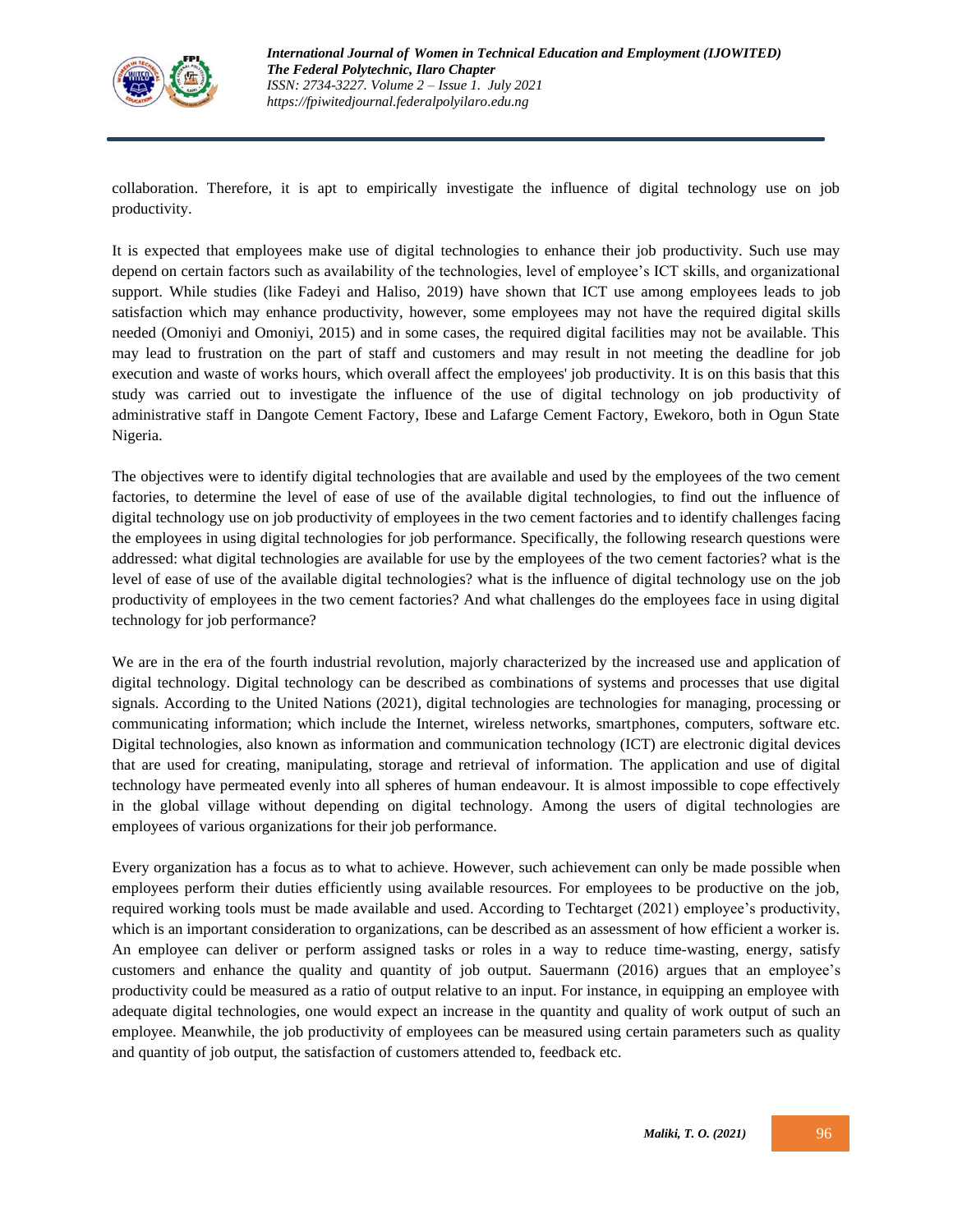collaboration. Therefore, it is apt to empirically investigate the influence of digital technology use on job productivity.

It is expected that employees make use of digital technologies to enhance their job productivity. Such use may depend on certain factors such as availability of the technologies, level of employee's ICT skills, and organizational support. While studies (like Fadeyi and Haliso, 2019) have shown that ICT use among employees leads to job satisfaction which may enhance productivity, however, some employees may not have the required digital skills needed (Omoniyi and Omoniyi, 2015) and in some cases, the required digital facilities may not be available. This may lead to frustration on the part of staff and customers and may result in not meeting the deadline for job execution and waste of works hours, which overall affect the employees' job productivity. It is on this basis that this study was carried out to investigate the influence of the use of digital technology on job productivity of administrative staff in Dangote Cement Factory, Ibese and Lafarge Cement Factory, Ewekoro, both in Ogun State Nigeria.

The objectives were to identify digital technologies that are available and used by the employees of the two cement factories, to determine the level of ease of use of the available digital technologies, to find out the influence of digital technology use on job productivity of employees in the two cement factories and to identify challenges facing the employees in using digital technologies for job performance. Specifically, the following research questions were addressed: what digital technologies are available for use by the employees of the two cement factories? what is the level of ease of use of the available digital technologies? what is the influence of digital technology use on the job productivity of employees in the two cement factories? And what challenges do the employees face in using digital technology for job performance?

We are in the era of the fourth industrial revolution, majorly characterized by the increased use and application of digital technology. Digital technology can be described as combinations of systems and processes that use digital signals. According to the United Nations (2021), digital technologies are technologies for managing, processing or communicating information; which include the Internet, wireless networks, smartphones, computers, software etc. Digital technologies, also known as information and communication technology (ICT) are electronic digital devices that are used for creating, manipulating, storage and retrieval of information. The application and use of digital technology have permeated evenly into all spheres of human endeavour. It is almost impossible to cope effectively in the global village without depending on digital technology. Among the users of digital technologies are employees of various organizations for their job performance.

Every organization has a focus as to what to achieve. However, such achievement can only be made possible when employees perform their duties efficiently using available resources. For employees to be productive on the job, required working tools must be made available and used. According to Techtarget (2021) employee's productivity, which is an important consideration to organizations, can be described as an assessment of how efficient a worker is. An employee can deliver or perform assigned tasks or roles in a way to reduce time-wasting, energy, satisfy customers and enhance the quality and quantity of job output. Sauermann (2016) argues that an employee's productivity could be measured as a ratio of output relative to an input. For instance, in equipping an employee with adequate digital technologies, one would expect an increase in the quantity and quality of work output of such an employee. Meanwhile, the job productivity of employees can be measured using certain parameters such as quality and quantity of job output, the satisfaction of customers attended to, feedback etc.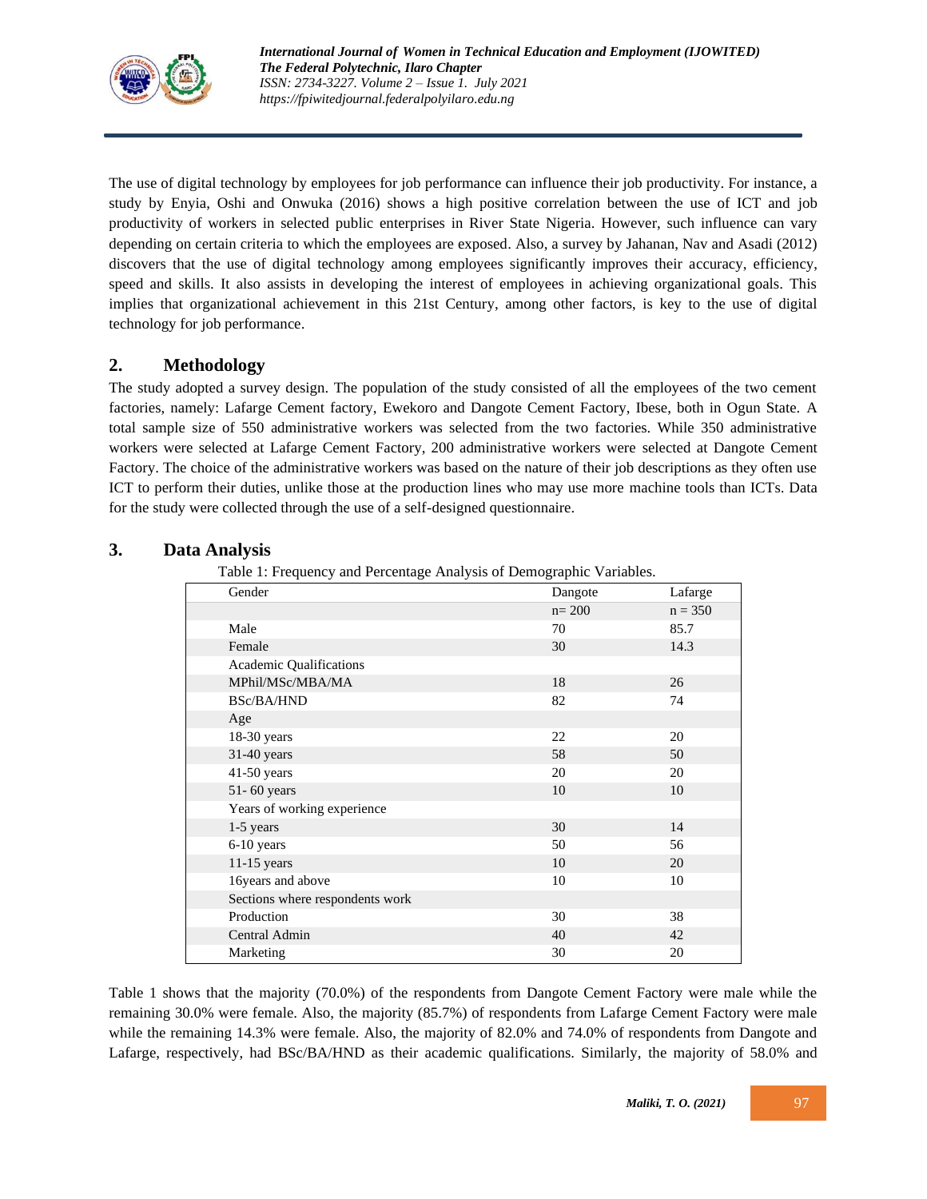The use of digital technology by employees for job performance can influence their job productivity. For instance, a study by Enyia, Oshi and Onwuka (2016) shows a high positive correlation between the use of ICT and job productivity of workers in selected public enterprises in River State Nigeria. However, such influence can vary depending on certain criteria to which the employees are exposed. Also, a survey by Jahanan, Nav and Asadi (2012) discovers that the use of digital technology among employees significantly improves their accuracy, efficiency, speed and skills. It also assists in developing the interest of employees in achieving organizational goals. This implies that organizational achievement in this 21st Century, among other factors, is key to the use of digital technology for job performance.

## 2. Methodology

The study adopted a survey design. The population of the study consisted of all the employees of the two cement factories, namely: Lafarge Cement factory, Ewekoro and Dangote Cement Factory, Ibese, both in Ogun State. A total sample size of 550 administrative workers was selected from the two factories. While 350 administrative workers were selected at Lafarge Cement Factory, 200 administrative workers were selected at Dangote Cement Factory. The choice of the administrative workers was based on the nature of their job descriptions as they often use ICT to perform their duties, unlike those at the production lines who may use more machine tools than ICTs. Data for the study were collected through the use of a self-designed questionnaire.

## 3. Data Analysis

Table 1: Frequency and Percentage Analysis of Demographic Variables.

| Gender | Dangote | Lafarge |
|---|---|---|
| | n= 200 | n = 350 |
| Male | 70 | 85.7 |
| Female | 30 | 14.3 |
| Academic Qualifications | | |
| MPhil/MSc/MBA/MA | 18 | 26 |
| BSc/BA/HND | 82 | 74 |
| Age | | |
| 18-30 years | 22 | 20 |
| 31-40 years | 58 | 50 |
| 41-50 years | 20 | 20 |
| 51- 60 years | 10 | 10 |
| Years of working experience | | |
| 1-5 years | 30 | 14 |
| 6-10 years | 50 | 56 |
| 11-15 years | 10 | 20 |
| 16years and above | 10 | 10 |
| Sections where respondents work | | |
| Production | 30 | 38 |
| Central Admin | 40 | 42 |
| Marketing | 30 | 20 |

Table 1 shows that the majority (70.0%) of the respondents from Dangote Cement Factory were male while the remaining 30.0% were female. Also, the majority (85.7%) of respondents from Lafarge Cement Factory were male while the remaining 14.3% were female. Also, the majority of 82.0% and 74.0% of respondents from Dangote and Lafarge, respectively, had BSc/BA/HND as their academic qualifications. Similarly, the majority of 58.0% and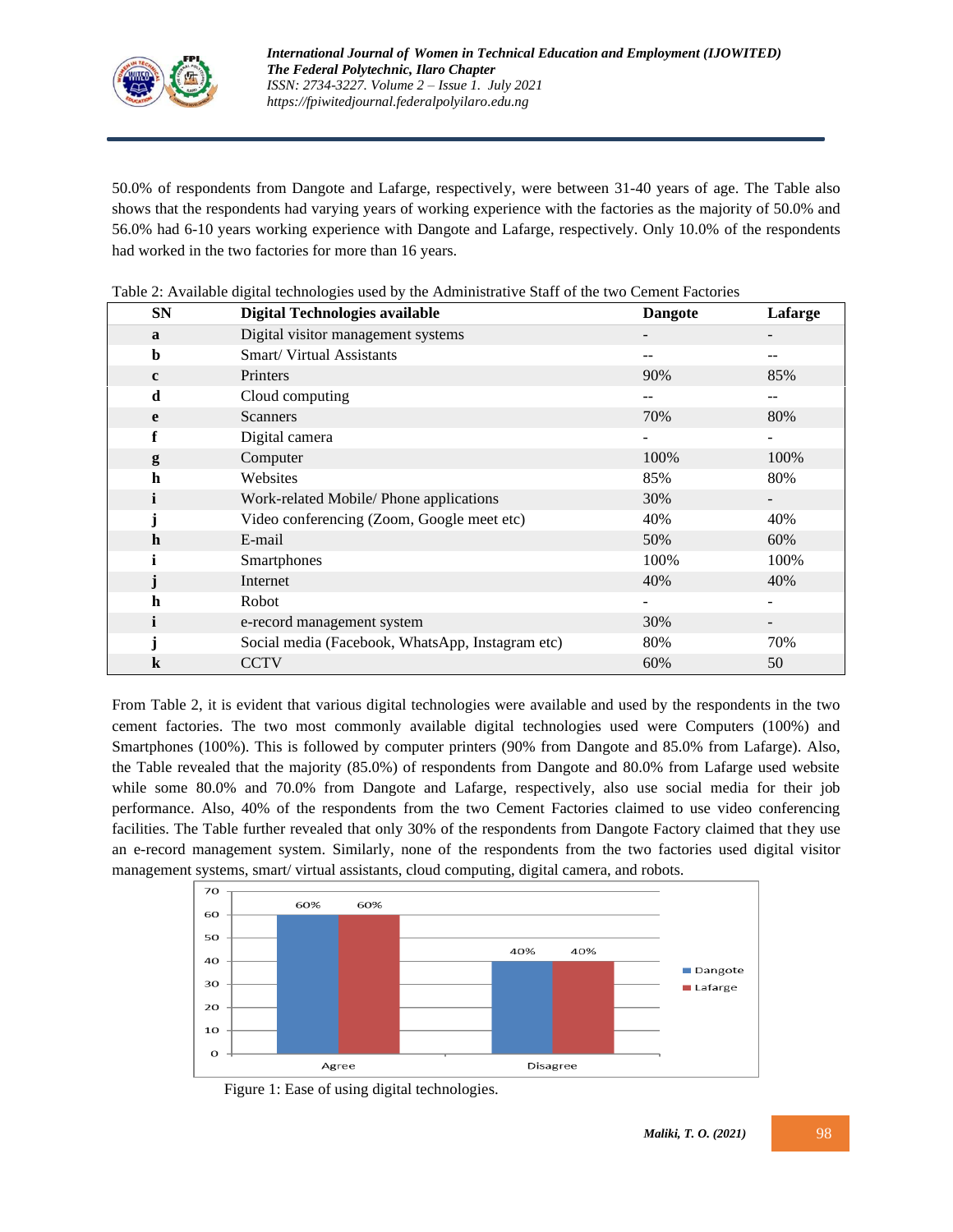50.0% of respondents from Dangote and Lafarge, respectively, were between 31-40 years of age. The Table also shows that the respondents had varying years of working experience with the factories as the majority of 50.0% and 56.0% had 6-10 years working experience with Dangote and Lafarge, respectively. Only 10.0% of the respondents had worked in the two factories for more than 16 years.

Table 2: Available digital technologies used by the Administrative Staff of the two Cement Factories

| SN | Digital Technologies available | Dangote | Lafarge |
|---|---|---|---|
| a | Digital visitor management systems | - | - |
| b | Smart/ Virtual Assistants | -- | -- |
| c | Printers | 90% | 85% |
| d | Cloud computing | -- | -- |
| e | Scanners | 70% | 80% |
| f | Digital camera | - | - |
| g | Computer | 100% | 100% |
| h | Websites | 85% | 80% |
| i | Work-related Mobile/ Phone applications | 30% | - |
| j | Video conferencing (Zoom, Google meet etc) | 40% | 40% |
| h | E-mail | 50% | 60% |
| i | Smartphones | 100% | 100% |
| j | Internet | 40% | 40% |
| h | Robot | - | - |
| i | e-record management system | 30% | - |
| j | Social media (Facebook, WhatsApp, Instagram etc) | 80% | 70% |
| k | CCTV | 60% | 50 |

From Table 2, it is evident that various digital technologies were available and used by the respondents in the two cement factories. The two most commonly available digital technologies used were Computers (100%) and Smartphones (100%). This is followed by computer printers (90% from Dangote and 85.0% from Lafarge). Also, the Table revealed that the majority (85.0%) of respondents from Dangote and 80.0% from Lafarge used website while some 80.0% and 70.0% from Dangote and Lafarge, respectively, also use social media for their job performance. Also, 40% of the respondents from the two Cement Factories claimed to use video conferencing facilities. The Table further revealed that only 30% of the respondents from Dangote Factory claimed that they use an e-record management system. Similarly, none of the respondents from the two factories used digital visitor management systems, smart/ virtual assistants, cloud computing, digital camera, and robots.

| | Dangote | Lafarge |
|---|---|---|
| Agree | 60% | 60% |
| Disagree | 40% | 40% |

Figure 1: Ease of using digital technologies.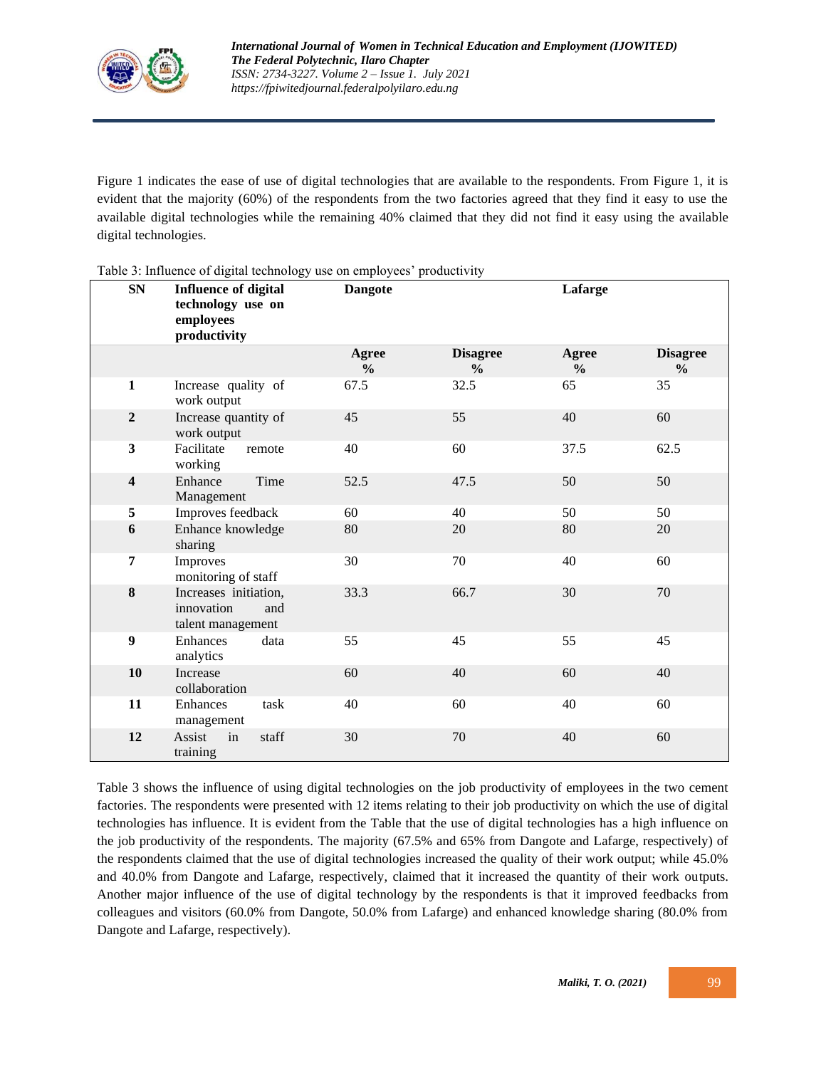Figure 1 indicates the ease of use of digital technologies that are available to the respondents. From Figure 1, it is evident that the majority (60%) of the respondents from the two factories agreed that they find it easy to use the available digital technologies while the remaining 40% claimed that they did not find it easy using the available digital technologies.

Table 3: Influence of digital technology use on employees' productivity

| SN | Influence of digital technology use on employees productivity | Dangote | | Lafarge | |
|---|---|---|---|---|---|
| | | Agree % | Disagree % | Agree % | Disagree % |
| 1 | Increase quality of work output | 67.5 | 32.5 | 65 | 35 |
| 2 | Increase quantity of work output | 45 | 55 | 40 | 60 |
| 3 | Facilitate remote working | 40 | 60 | 37.5 | 62.5 |
| 4 | Enhance Time Management | 52.5 | 47.5 | 50 | 50 |
| 5 | Improves feedback | 60 | 40 | 50 | 50 |
| 6 | Enhance knowledge sharing | 80 | 20 | 80 | 20 |
| 7 | Improves monitoring of staff | 30 | 70 | 40 | 60 |
| 8 | Increases initiation, innovation and talent management | 33.3 | 66.7 | 30 | 70 |
| 9 | Enhances data analytics | 55 | 45 | 55 | 45 |
| 10 | Increase collaboration | 60 | 40 | 60 | 40 |
| 11 | Enhances task management | 40 | 60 | 40 | 60 |
| 12 | Assist in staff training | 30 | 70 | 40 | 60 |

Table 3 shows the influence of using digital technologies on the job productivity of employees in the two cement factories. The respondents were presented with 12 items relating to their job productivity on which the use of digital technologies has influence. It is evident from the Table that the use of digital technologies has a high influence on the job productivity of the respondents. The majority (67.5% and 65% from Dangote and Lafarge, respectively) of the respondents claimed that the use of digital technologies increased the quality of their work output; while 45.0% and 40.0% from Dangote and Lafarge, respectively, claimed that it increased the quantity of their work outputs. Another major influence of the use of digital technology by the respondents is that it improved feedbacks from colleagues and visitors (60.0% from Dangote, 50.0% from Lafarge) and enhanced knowledge sharing (80.0% from Dangote and Lafarge, respectively).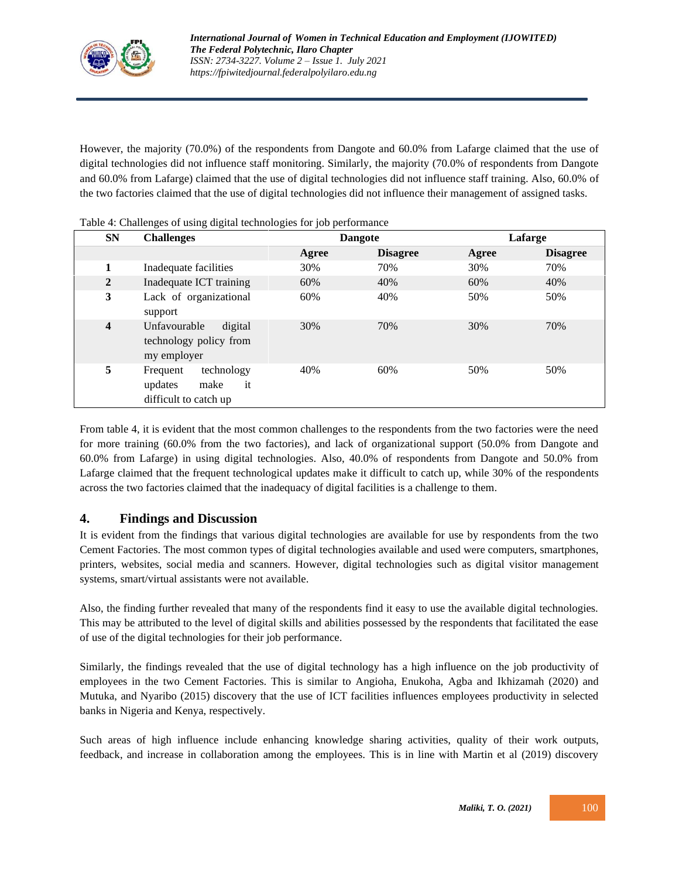However, the majority (70.0%) of the respondents from Dangote and 60.0% from Lafarge claimed that the use of digital technologies did not influence staff monitoring. Similarly, the majority (70.0% of respondents from Dangote and 60.0% from Lafarge) claimed that the use of digital technologies did not influence staff training. Also, 60.0% of the two factories claimed that the use of digital technologies did not influence their management of assigned tasks.

Table 4: Challenges of using digital technologies for job performance

| SN | Challenges | Dangote | | Lafarge | |
|---|---|---|---|---|---|
| | | Agree | Disagree | Agree | Disagree |
| 1 | Inadequate facilities | 30% | 70% | 30% | 70% |
| 2 | Inadequate ICT training | 60% | 40% | 60% | 40% |
| 3 | Lack of organizational support | 60% | 40% | 50% | 50% |
| 4 | Unfavourable digital technology policy from my employer | 30% | 70% | 30% | 70% |
| 5 | Frequent technology updates make it difficult to catch up | 40% | 60% | 50% | 50% |

From table 4, it is evident that the most common challenges to the respondents from the two factories were the need for more training (60.0% from the two factories), and lack of organizational support (50.0% from Dangote and 60.0% from Lafarge) in using digital technologies. Also, 40.0% of respondents from Dangote and 50.0% from Lafarge claimed that the frequent technological updates make it difficult to catch up, while 30% of the respondents across the two factories claimed that the inadequacy of digital facilities is a challenge to them.

## 4. Findings and Discussion

It is evident from the findings that various digital technologies are available for use by respondents from the two Cement Factories. The most common types of digital technologies available and used were computers, smartphones, printers, websites, social media and scanners. However, digital technologies such as digital visitor management systems, smart/virtual assistants were not available.

Also, the finding further revealed that many of the respondents find it easy to use the available digital technologies. This may be attributed to the level of digital skills and abilities possessed by the respondents that facilitated the ease of use of the digital technologies for their job performance.

Similarly, the findings revealed that the use of digital technology has a high influence on the job productivity of employees in the two Cement Factories. This is similar to Angioha, Enukoha, Agba and Ikhizamah (2020) and Mutuka, and Nyaribo (2015) discovery that the use of ICT facilities influences employees productivity in selected banks in Nigeria and Kenya, respectively.

Such areas of high influence include enhancing knowledge sharing activities, quality of their work outputs, feedback, and increase in collaboration among the employees. This is in line with Martin et al (2019) discovery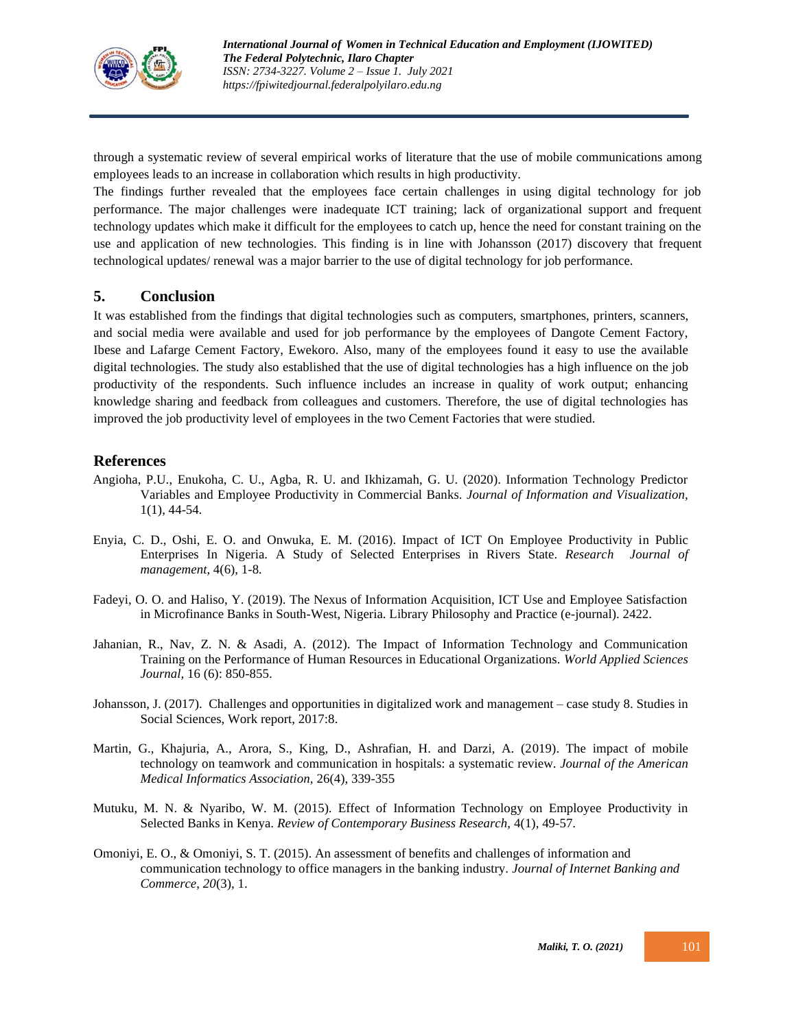through a systematic review of several empirical works of literature that the use of mobile communications among employees leads to an increase in collaboration which results in high productivity.

The findings further revealed that the employees face certain challenges in using digital technology for job performance. The major challenges were inadequate ICT training; lack of organizational support and frequent technology updates which make it difficult for the employees to catch up, hence the need for constant training on the use and application of new technologies. This finding is in line with Johansson (2017) discovery that frequent technological updates/ renewal was a major barrier to the use of digital technology for job performance.

## 5. Conclusion

It was established from the findings that digital technologies such as computers, smartphones, printers, scanners, and social media were available and used for job performance by the employees of Dangote Cement Factory, Ibese and Lafarge Cement Factory, Ewekoro. Also, many of the employees found it easy to use the available digital technologies. The study also established that the use of digital technologies has a high influence on the job productivity of the respondents. Such influence includes an increase in quality of work output; enhancing knowledge sharing and feedback from colleagues and customers. Therefore, the use of digital technologies has improved the job productivity level of employees in the two Cement Factories that were studied.

## References

Angioha, P.U., Enukoha, C. U., Agba, R. U. and Ikhizamah, G. U. (2020). Information Technology Predictor Variables and Employee Productivity in Commercial Banks. *Journal of Information and Visualization*, 1(1), 44-54.

Enyia, C. D., Oshi, E. O. and Onwuka, E. M. (2016). Impact of ICT On Employee Productivity in Public Enterprises In Nigeria. A Study of Selected Enterprises in Rivers State. *Research Journal of management*, 4(6), 1-8.

Fadeyi, O. O. and Haliso, Y. (2019). The Nexus of Information Acquisition, ICT Use and Employee Satisfaction in Microfinance Banks in South-West, Nigeria. Library Philosophy and Practice (e-journal). 2422.

Jahanian, R., Nav, Z. N. & Asadi, A. (2012). The Impact of Information Technology and Communication Training on the Performance of Human Resources in Educational Organizations. *World Applied Sciences Journal*, 16 (6): 850-855.

Johansson, J. (2017). Challenges and opportunities in digitalized work and management – case study 8. Studies in Social Sciences, Work report, 2017:8.

Martin, G., Khajuria, A., Arora, S., King, D., Ashrafian, H. and Darzi, A. (2019). The impact of mobile technology on teamwork and communication in hospitals: a systematic review. *Journal of the American Medical Informatics Association*, 26(4), 339-355

Mutuku, M. N. & Nyaribo, W. M. (2015). Effect of Information Technology on Employee Productivity in Selected Banks in Kenya. *Review of Contemporary Business Research*, 4(1), 49-57.

Omoniyi, E. O., & Omoniyi, S. T. (2015). An assessment of benefits and challenges of information and communication technology to office managers in the banking industry. *Journal of Internet Banking and Commerce*, *20*(3), 1.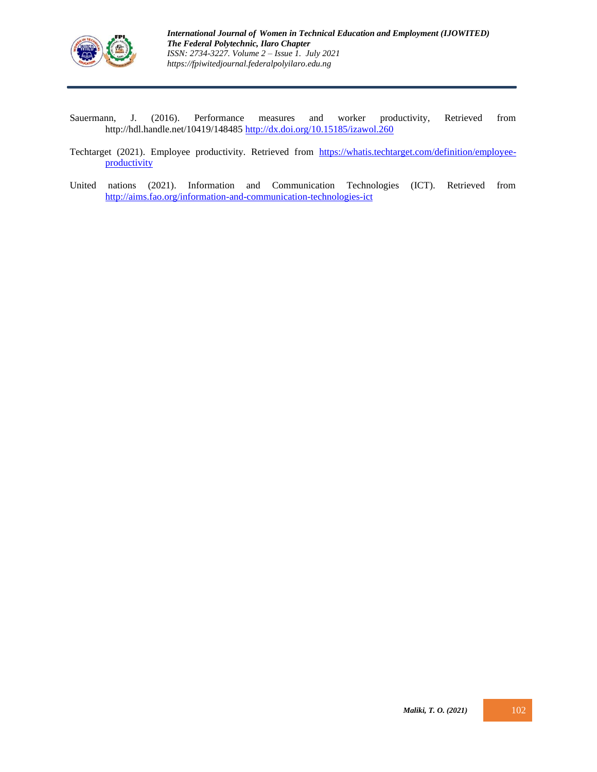Sauermann, J. (2016). Performance measures and worker productivity, Retrieved from http://hdl.handle.net/10419/148485 http://dx.doi.org/10.15185/izawol.260

Techtarget (2021). Employee productivity. Retrieved from https://whatis.techtarget.com/definition/employee-productivity

United nations (2021). Information and Communication Technologies (ICT). Retrieved from http://aims.fao.org/information-and-communication-technologies-ict